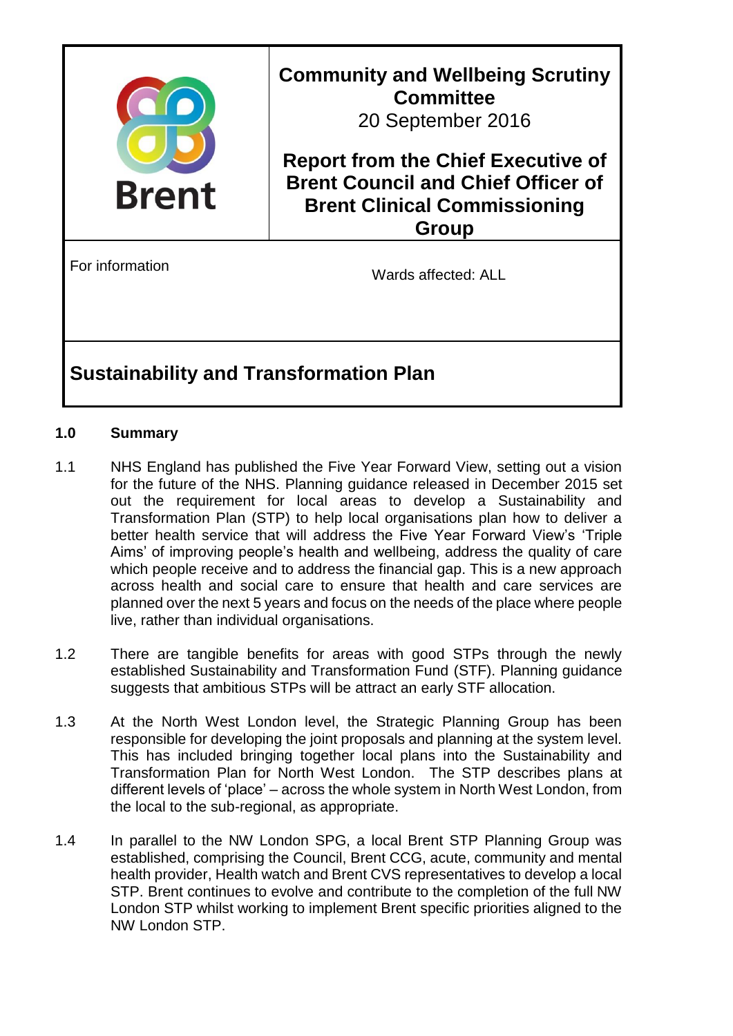Brent

**Community and Wellbeing Scrutiny Committee**
20 September 2016

**Report from the Chief Executive of Brent Council and Chief Officer of Brent Clinical Commissioning Group**

For information

Wards affected: ALL

# Sustainability and Transformation Plan

## 1.0 Summary

1.1 NHS England has published the Five Year Forward View, setting out a vision for the future of the NHS. Planning guidance released in December 2015 set out the requirement for local areas to develop a Sustainability and Transformation Plan (STP) to help local organisations plan how to deliver a better health service that will address the Five Year Forward View's 'Triple Aims' of improving people's health and wellbeing, address the quality of care which people receive and to address the financial gap. This is a new approach across health and social care to ensure that health and care services are planned over the next 5 years and focus on the needs of the place where people live, rather than individual organisations.

1.2 There are tangible benefits for areas with good STPs through the newly established Sustainability and Transformation Fund (STF). Planning guidance suggests that ambitious STPs will be attract an early STF allocation.

1.3 At the North West London level, the Strategic Planning Group has been responsible for developing the joint proposals and planning at the system level. This has included bringing together local plans into the Sustainability and Transformation Plan for North West London. The STP describes plans at different levels of 'place' – across the whole system in North West London, from the local to the sub-regional, as appropriate.

1.4 In parallel to the NW London SPG, a local Brent STP Planning Group was established, comprising the Council, Brent CCG, acute, community and mental health provider, Health watch and Brent CVS representatives to develop a local STP. Brent continues to evolve and contribute to the completion of the full NW London STP whilst working to implement Brent specific priorities aligned to the NW London STP.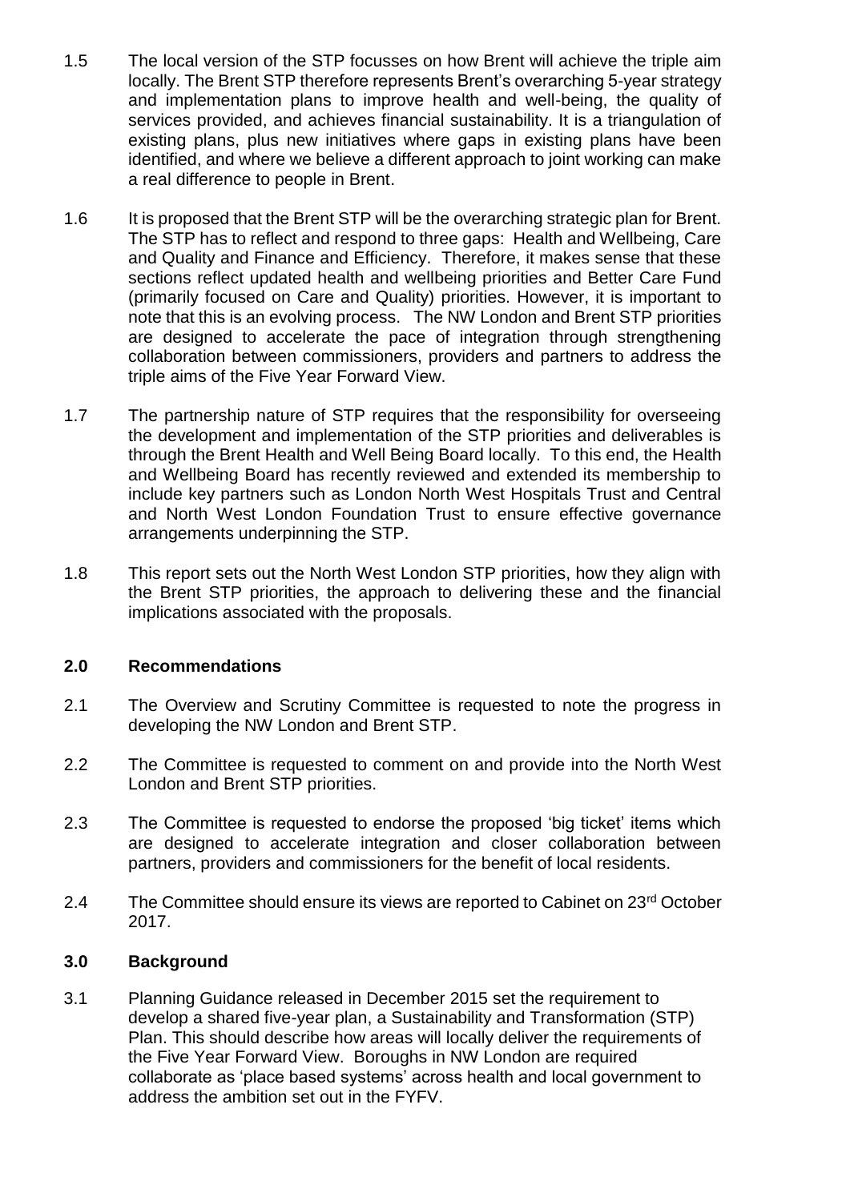1.5 The local version of the STP focusses on how Brent will achieve the triple aim locally. The Brent STP therefore represents Brent's overarching 5-year strategy and implementation plans to improve health and well-being, the quality of services provided, and achieves financial sustainability. It is a triangulation of existing plans, plus new initiatives where gaps in existing plans have been identified, and where we believe a different approach to joint working can make a real difference to people in Brent.

1.6 It is proposed that the Brent STP will be the overarching strategic plan for Brent. The STP has to reflect and respond to three gaps: Health and Wellbeing, Care and Quality and Finance and Efficiency. Therefore, it makes sense that these sections reflect updated health and wellbeing priorities and Better Care Fund (primarily focused on Care and Quality) priorities. However, it is important to note that this is an evolving process. The NW London and Brent STP priorities are designed to accelerate the pace of integration through strengthening collaboration between commissioners, providers and partners to address the triple aims of the Five Year Forward View.

1.7 The partnership nature of STP requires that the responsibility for overseeing the development and implementation of the STP priorities and deliverables is through the Brent Health and Well Being Board locally. To this end, the Health and Wellbeing Board has recently reviewed and extended its membership to include key partners such as London North West Hospitals Trust and Central and North West London Foundation Trust to ensure effective governance arrangements underpinning the STP.

1.8 This report sets out the North West London STP priorities, how they align with the Brent STP priorities, the approach to delivering these and the financial implications associated with the proposals.

## 2.0 Recommendations

2.1 The Overview and Scrutiny Committee is requested to note the progress in developing the NW London and Brent STP.

2.2 The Committee is requested to comment on and provide into the North West London and Brent STP priorities.

2.3 The Committee is requested to endorse the proposed 'big ticket' items which are designed to accelerate integration and closer collaboration between partners, providers and commissioners for the benefit of local residents.

2.4 The Committee should ensure its views are reported to Cabinet on 23rd October 2017.

## 3.0 Background

3.1 Planning Guidance released in December 2015 set the requirement to develop a shared five-year plan, a Sustainability and Transformation (STP) Plan. This should describe how areas will locally deliver the requirements of the Five Year Forward View. Boroughs in NW London are required collaborate as 'place based systems' across health and local government to address the ambition set out in the FYFV.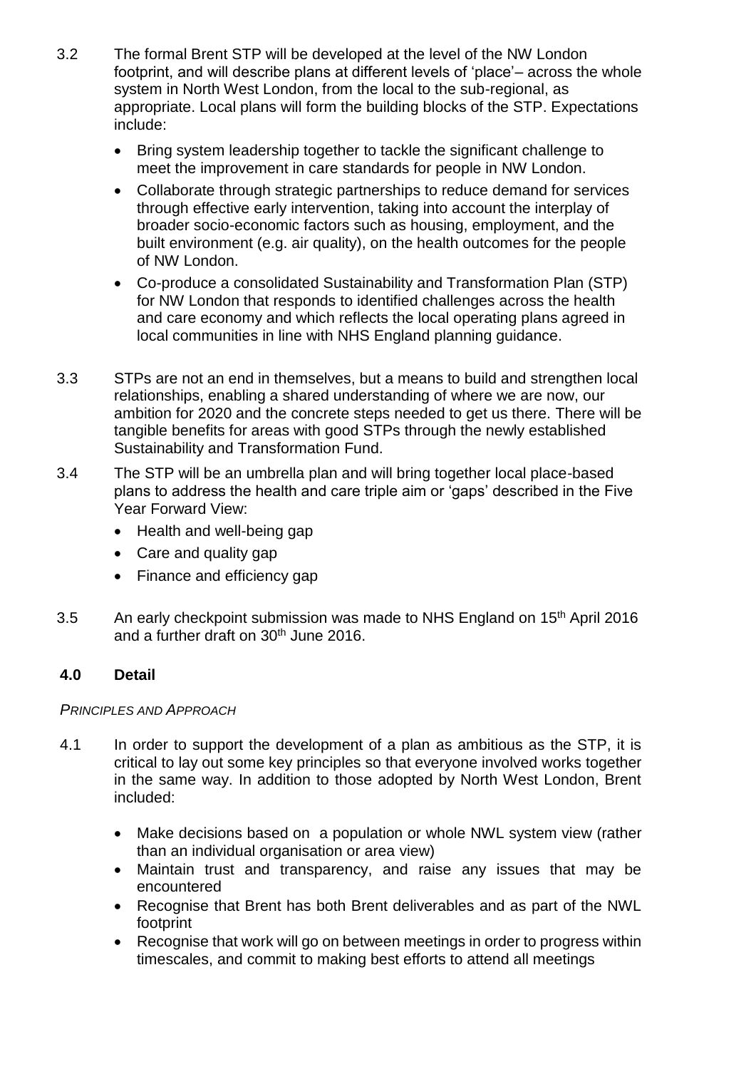3.2 The formal Brent STP will be developed at the level of the NW London footprint, and will describe plans at different levels of 'place'– across the whole system in North West London, from the local to the sub-regional, as appropriate. Local plans will form the building blocks of the STP. Expectations include:

- Bring system leadership together to tackle the significant challenge to meet the improvement in care standards for people in NW London.
- Collaborate through strategic partnerships to reduce demand for services through effective early intervention, taking into account the interplay of broader socio-economic factors such as housing, employment, and the built environment (e.g. air quality), on the health outcomes for the people of NW London.
- Co-produce a consolidated Sustainability and Transformation Plan (STP) for NW London that responds to identified challenges across the health and care economy and which reflects the local operating plans agreed in local communities in line with NHS England planning guidance.

3.3 STPs are not an end in themselves, but a means to build and strengthen local relationships, enabling a shared understanding of where we are now, our ambition for 2020 and the concrete steps needed to get us there. There will be tangible benefits for areas with good STPs through the newly established Sustainability and Transformation Fund.

3.4 The STP will be an umbrella plan and will bring together local place-based plans to address the health and care triple aim or 'gaps' described in the Five Year Forward View:

- Health and well-being gap
- Care and quality gap
- Finance and efficiency gap

3.5 An early checkpoint submission was made to NHS England on 15th April 2016 and a further draft on 30th June 2016.

## 4.0 Detail

*PRINCIPLES AND APPROACH*

4.1 In order to support the development of a plan as ambitious as the STP, it is critical to lay out some key principles so that everyone involved works together in the same way. In addition to those adopted by North West London, Brent included:

- Make decisions based on a population or whole NWL system view (rather than an individual organisation or area view)
- Maintain trust and transparency, and raise any issues that may be encountered
- Recognise that Brent has both Brent deliverables and as part of the NWL footprint
- Recognise that work will go on between meetings in order to progress within timescales, and commit to making best efforts to attend all meetings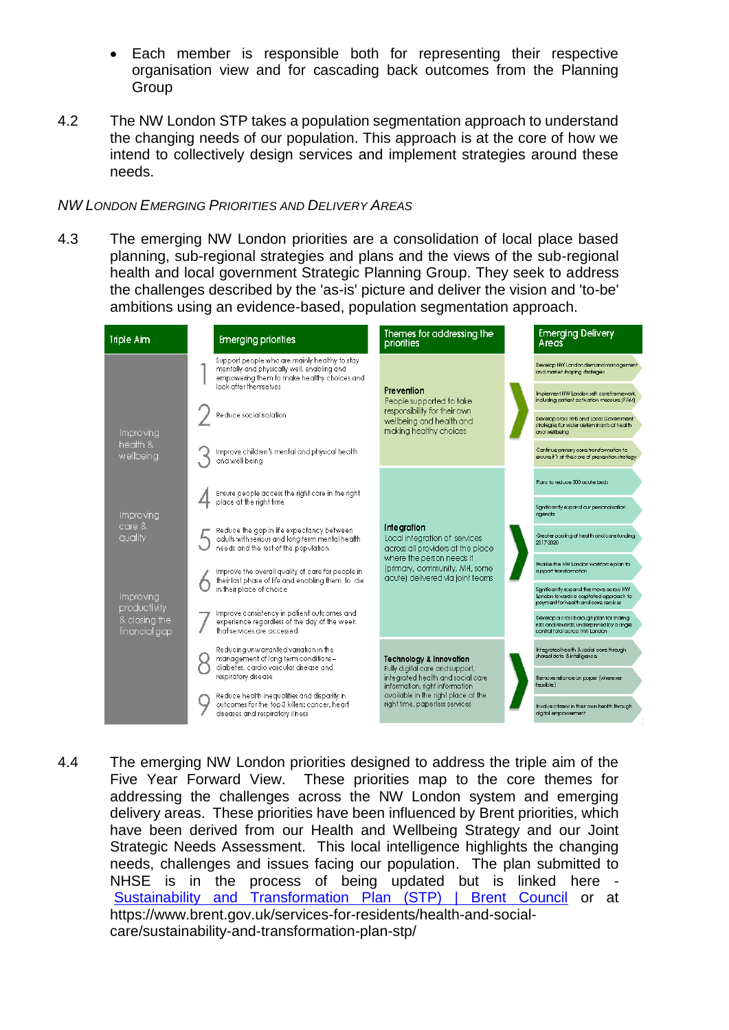- Each member is responsible both for representing their respective organisation view and for cascading back outcomes from the Planning Group

4.2 The NW London STP takes a population segmentation approach to understand the changing needs of our population. This approach is at the core of how we intend to collectively design services and implement strategies around these needs.

*NW LONDON EMERGING PRIORITIES AND DELIVERY AREAS*

4.3 The emerging NW London priorities are a consolidation of local place based planning, sub-regional strategies and plans and the views of the sub-regional health and local government Strategic Planning Group. They seek to address the challenges described by the 'as-is' picture and deliver the vision and 'to-be' ambitions using an evidence-based, population segmentation approach.

| Triple Aim | Emerging priorities | Themes for addressing the priorities | Emerging Delivery Areas |
|---|---|---|---|
| Improving health & wellbeing | 1 Support people who are mainly healthy to stay mentally and physically well, enabling and empowering them to make healthy choices and look after themselves | **Prevention** People supported to take responsibility for their own wellbeing and health and making healthy choices | Develop NW London demand management and market shaping strategies |
| | 2 Reduce social isolation | | Implement NW London self care framework including patient activation measure (PAM) |
| | 3 Improve children's mental and physical health and well-being | | Develop across NHS and Local Government strategies for wider determinants of health and wellbeing |
| | | | Continue primary care transformation to ensure it's at the core of prevention strategy |
| Improving care & quality | 4 Ensure people access the right care in the right place at the right time | **Integration** Local integration of services across all providers at the place where the person needs it (primary, community, MH, some acute) delivered via joint teams | Plans to reduce 500 acute beds |
| | 5 Reduce the gap in life expectancy between adults with serious and long term mental health needs and the rest of the population | | Significantly expand our personalisation agenda |
| | 6 Improve the overall quality of care for people in their last phase of life and enabling them to die in their place of choice | | Greater pooling of health and care funding, 2017-2020 |
| | | | Finalise the NW London workforce plan to support transformation |
| Improving productivity & closing the financial gap | 7 Improve consistency in patient outcomes and experience regardless of the day of the week that services are accessed | | Significantly expand the move across NW London towards a capitated approach to payment for health and care services |
| | | | Develop a cross borough plan for sharing risks and rewards underpinned by a single control total across NW London |
| | 8 Reducing unwarranted variation in the management of long term conditions – diabetes, cardio vascular disease and respiratory disease | **Technology & Innovation** Fully digital care and support, integrated health and social care information, right information available in the right place at the right time, paperless services | Integrated health & social care through shared data & intelligence |
| | 9 Reduce health inequalities and disparity in outcomes for the top 3 killers: cancer, heart diseases and respiratory illness | | Remove reliance on paper (wherever feasible) |
| | | | Involve citizens in their own health through digital empowerment |

4.4 The emerging NW London priorities designed to address the triple aim of the Five Year Forward View. These priorities map to the core themes for addressing the challenges across the NW London system and emerging delivery areas. These priorities have been influenced by Brent priorities, which have been derived from our Health and Wellbeing Strategy and our Joint Strategic Needs Assessment. This local intelligence highlights the changing needs, challenges and issues facing our population. The plan submitted to NHSE is in the process of being updated but is linked here - [Sustainability and Transformation Plan (STP) | Brent Council](https://www.brent.gov.uk/services-for-residents/health-and-social-care/sustainability-and-transformation-plan-stp/) or at https://www.brent.gov.uk/services-for-residents/health-and-social-care/sustainability-and-transformation-plan-stp/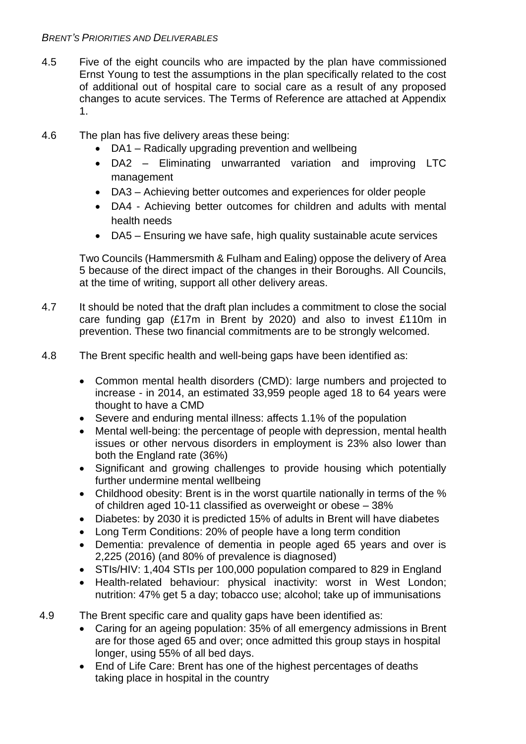*BRENT'S PRIORITIES AND DELIVERABLES*

4.5 Five of the eight councils who are impacted by the plan have commissioned Ernst Young to test the assumptions in the plan specifically related to the cost of additional out of hospital care to social care as a result of any proposed changes to acute services. The Terms of Reference are attached at Appendix 1.

4.6 The plan has five delivery areas these being:

- DA1 – Radically upgrading prevention and wellbeing
- DA2 – Eliminating unwarranted variation and improving LTC management
- DA3 – Achieving better outcomes and experiences for older people
- DA4 - Achieving better outcomes for children and adults with mental health needs
- DA5 – Ensuring we have safe, high quality sustainable acute services

Two Councils (Hammersmith & Fulham and Ealing) oppose the delivery of Area 5 because of the direct impact of the changes in their Boroughs. All Councils, at the time of writing, support all other delivery areas.

4.7 It should be noted that the draft plan includes a commitment to close the social care funding gap (£17m in Brent by 2020) and also to invest £110m in prevention. These two financial commitments are to be strongly welcomed.

4.8 The Brent specific health and well-being gaps have been identified as:

- Common mental health disorders (CMD): large numbers and projected to increase - in 2014, an estimated 33,959 people aged 18 to 64 years were thought to have a CMD
- Severe and enduring mental illness: affects 1.1% of the population
- Mental well-being: the percentage of people with depression, mental health issues or other nervous disorders in employment is 23% also lower than both the England rate (36%)
- Significant and growing challenges to provide housing which potentially further undermine mental wellbeing
- Childhood obesity: Brent is in the worst quartile nationally in terms of the % of children aged 10-11 classified as overweight or obese – 38%
- Diabetes: by 2030 it is predicted 15% of adults in Brent will have diabetes
- Long Term Conditions: 20% of people have a long term condition
- Dementia: prevalence of dementia in people aged 65 years and over is 2,225 (2016) (and 80% of prevalence is diagnosed)
- STIs/HIV: 1,404 STIs per 100,000 population compared to 829 in England
- Health-related behaviour: physical inactivity: worst in West London; nutrition: 47% get 5 a day; tobacco use; alcohol; take up of immunisations

4.9 The Brent specific care and quality gaps have been identified as:

- Caring for an ageing population: 35% of all emergency admissions in Brent are for those aged 65 and over; once admitted this group stays in hospital longer, using 55% of all bed days.
- End of Life Care: Brent has one of the highest percentages of deaths taking place in hospital in the country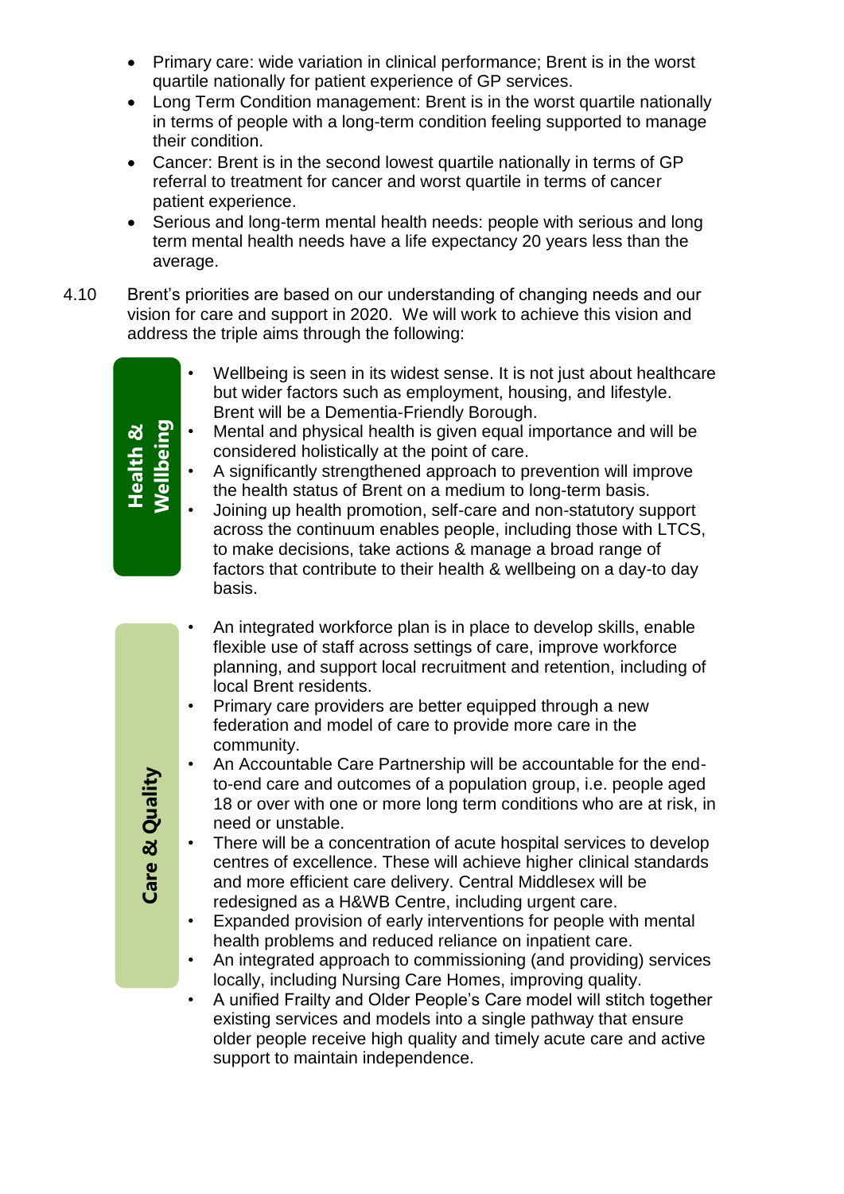- Primary care: wide variation in clinical performance; Brent is in the worst quartile nationally for patient experience of GP services.
- Long Term Condition management: Brent is in the worst quartile nationally in terms of people with a long-term condition feeling supported to manage their condition.
- Cancer: Brent is in the second lowest quartile nationally in terms of GP referral to treatment for cancer and worst quartile in terms of cancer patient experience.
- Serious and long-term mental health needs: people with serious and long term mental health needs have a life expectancy 20 years less than the average.

4.10 Brent's priorities are based on our understanding of changing needs and our vision for care and support in 2020. We will work to achieve this vision and address the triple aims through the following:

**Health & Wellbeing**

- Wellbeing is seen in its widest sense. It is not just about healthcare but wider factors such as employment, housing, and lifestyle. Brent will be a Dementia-Friendly Borough.
- Mental and physical health is given equal importance and will be considered holistically at the point of care.
- A significantly strengthened approach to prevention will improve the health status of Brent on a medium to long-term basis.
- Joining up health promotion, self-care and non-statutory support across the continuum enables people, including those with LTCS, to make decisions, take actions & manage a broad range of factors that contribute to their health & wellbeing on a day-to day basis.

**Care & Quality**

- An integrated workforce plan is in place to develop skills, enable flexible use of staff across settings of care, improve workforce planning, and support local recruitment and retention, including of local Brent residents.
- Primary care providers are better equipped through a new federation and model of care to provide more care in the community.
- An Accountable Care Partnership will be accountable for the end-to-end care and outcomes of a population group, i.e. people aged 18 or over with one or more long term conditions who are at risk, in need or unstable.
- There will be a concentration of acute hospital services to develop centres of excellence. These will achieve higher clinical standards and more efficient care delivery. Central Middlesex will be redesigned as a H&WB Centre, including urgent care.
- Expanded provision of early interventions for people with mental health problems and reduced reliance on inpatient care.
- An integrated approach to commissioning (and providing) services locally, including Nursing Care Homes, improving quality.
- A unified Frailty and Older People's Care model will stitch together existing services and models into a single pathway that ensure older people receive high quality and timely acute care and active support to maintain independence.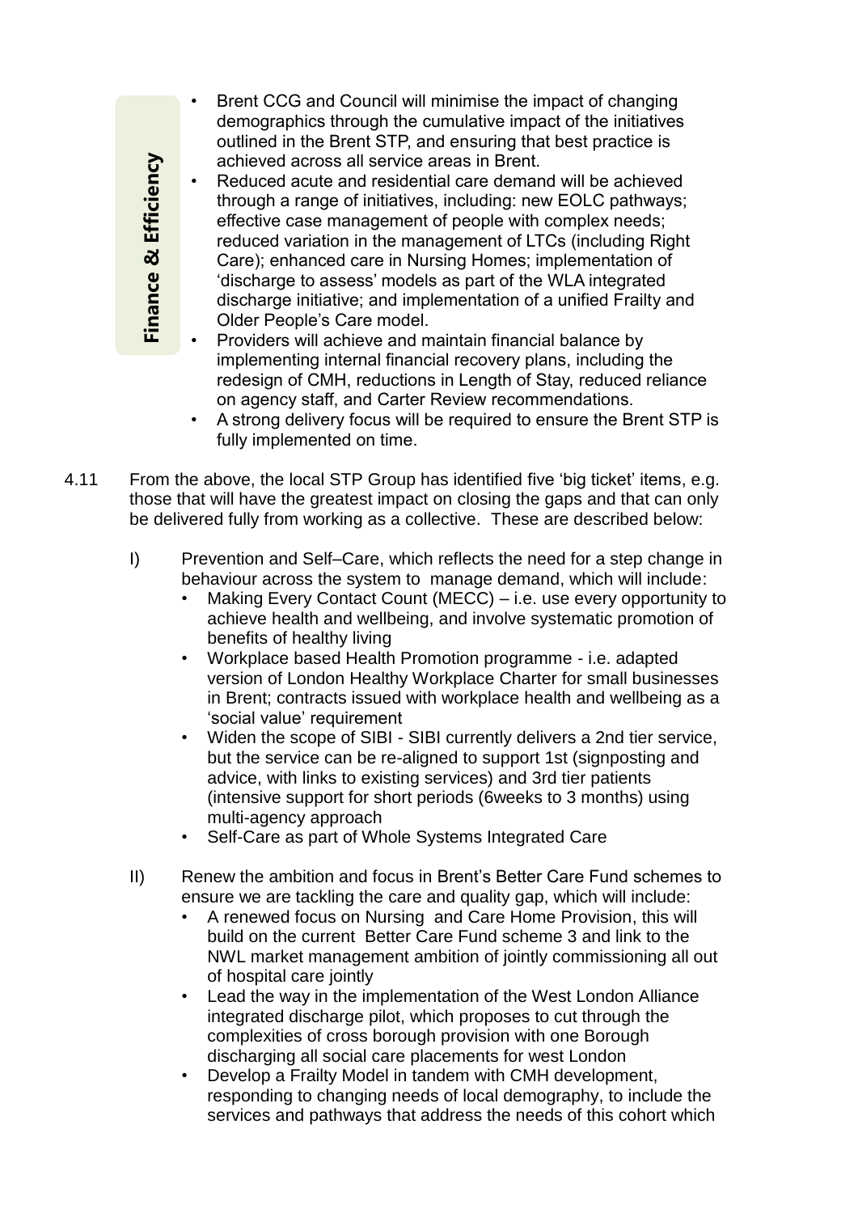**Finance & Efficiency**

- Brent CCG and Council will minimise the impact of changing demographics through the cumulative impact of the initiatives outlined in the Brent STP, and ensuring that best practice is achieved across all service areas in Brent.
- Reduced acute and residential care demand will be achieved through a range of initiatives, including: new EOLC pathways; effective case management of people with complex needs; reduced variation in the management of LTCs (including Right Care); enhanced care in Nursing Homes; implementation of 'discharge to assess' models as part of the WLA integrated discharge initiative; and implementation of a unified Frailty and Older People's Care model.
- Providers will achieve and maintain financial balance by implementing internal financial recovery plans, including the redesign of CMH, reductions in Length of Stay, reduced reliance on agency staff, and Carter Review recommendations.
- A strong delivery focus will be required to ensure the Brent STP is fully implemented on time.

4.11 From the above, the local STP Group has identified five 'big ticket' items, e.g. those that will have the greatest impact on closing the gaps and that can only be delivered fully from working as a collective. These are described below:

I) Prevention and Self–Care, which reflects the need for a step change in behaviour across the system to manage demand, which will include:
- Making Every Contact Count (MECC) – i.e. use every opportunity to achieve health and wellbeing, and involve systematic promotion of benefits of healthy living
- Workplace based Health Promotion programme - i.e. adapted version of London Healthy Workplace Charter for small businesses in Brent; contracts issued with workplace health and wellbeing as a 'social value' requirement
- Widen the scope of SIBI - SIBI currently delivers a 2nd tier service, but the service can be re-aligned to support 1st (signposting and advice, with links to existing services) and 3rd tier patients (intensive support for short periods (6weeks to 3 months) using multi-agency approach
- Self-Care as part of Whole Systems Integrated Care

II) Renew the ambition and focus in Brent's Better Care Fund schemes to ensure we are tackling the care and quality gap, which will include:
- A renewed focus on Nursing and Care Home Provision, this will build on the current Better Care Fund scheme 3 and link to the NWL market management ambition of jointly commissioning all out of hospital care jointly
- Lead the way in the implementation of the West London Alliance integrated discharge pilot, which proposes to cut through the complexities of cross borough provision with one Borough discharging all social care placements for west London
- Develop a Frailty Model in tandem with CMH development, responding to changing needs of local demography, to include the services and pathways that address the needs of this cohort which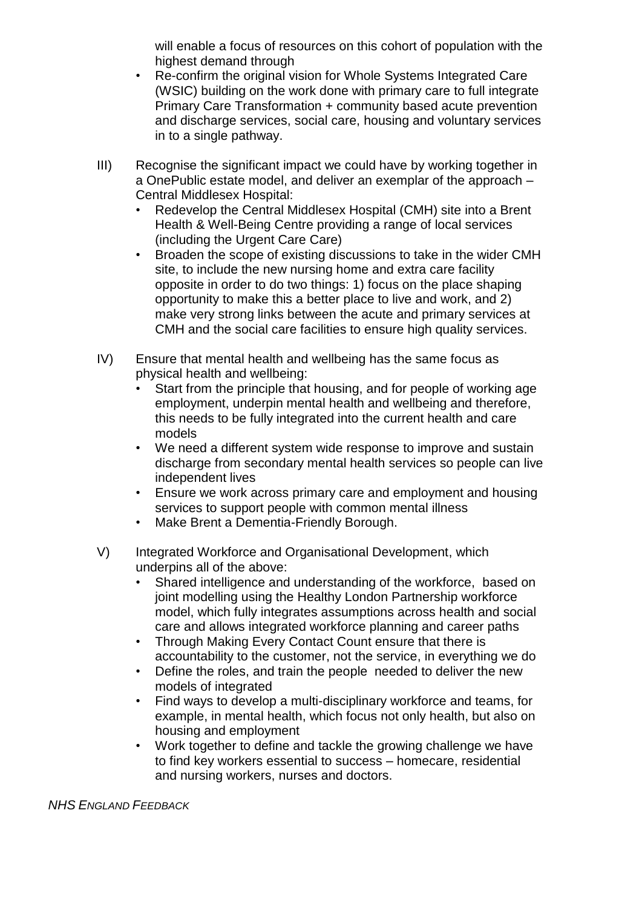will enable a focus of resources on this cohort of population with the highest demand through

- Re-confirm the original vision for Whole Systems Integrated Care (WSIC) building on the work done with primary care to full integrate Primary Care Transformation + community based acute prevention and discharge services, social care, housing and voluntary services in to a single pathway.

III) Recognise the significant impact we could have by working together in a OnePublic estate model, and deliver an exemplar of the approach – Central Middlesex Hospital:

- Redevelop the Central Middlesex Hospital (CMH) site into a Brent Health & Well-Being Centre providing a range of local services (including the Urgent Care Care)
- Broaden the scope of existing discussions to take in the wider CMH site, to include the new nursing home and extra care facility opposite in order to do two things: 1) focus on the place shaping opportunity to make this a better place to live and work, and 2) make very strong links between the acute and primary services at CMH and the social care facilities to ensure high quality services.

IV) Ensure that mental health and wellbeing has the same focus as physical health and wellbeing:

- Start from the principle that housing, and for people of working age employment, underpin mental health and wellbeing and therefore, this needs to be fully integrated into the current health and care models
- We need a different system wide response to improve and sustain discharge from secondary mental health services so people can live independent lives
- Ensure we work across primary care and employment and housing services to support people with common mental illness
- Make Brent a Dementia-Friendly Borough.

V) Integrated Workforce and Organisational Development, which underpins all of the above:

- Shared intelligence and understanding of the workforce, based on joint modelling using the Healthy London Partnership workforce model, which fully integrates assumptions across health and social care and allows integrated workforce planning and career paths
- Through Making Every Contact Count ensure that there is accountability to the customer, not the service, in everything we do
- Define the roles, and train the people needed to deliver the new models of integrated
- Find ways to develop a multi-disciplinary workforce and teams, for example, in mental health, which focus not only health, but also on housing and employment
- Work together to define and tackle the growing challenge we have to find key workers essential to success – homecare, residential and nursing workers, nurses and doctors.

*NHS ENGLAND FEEDBACK*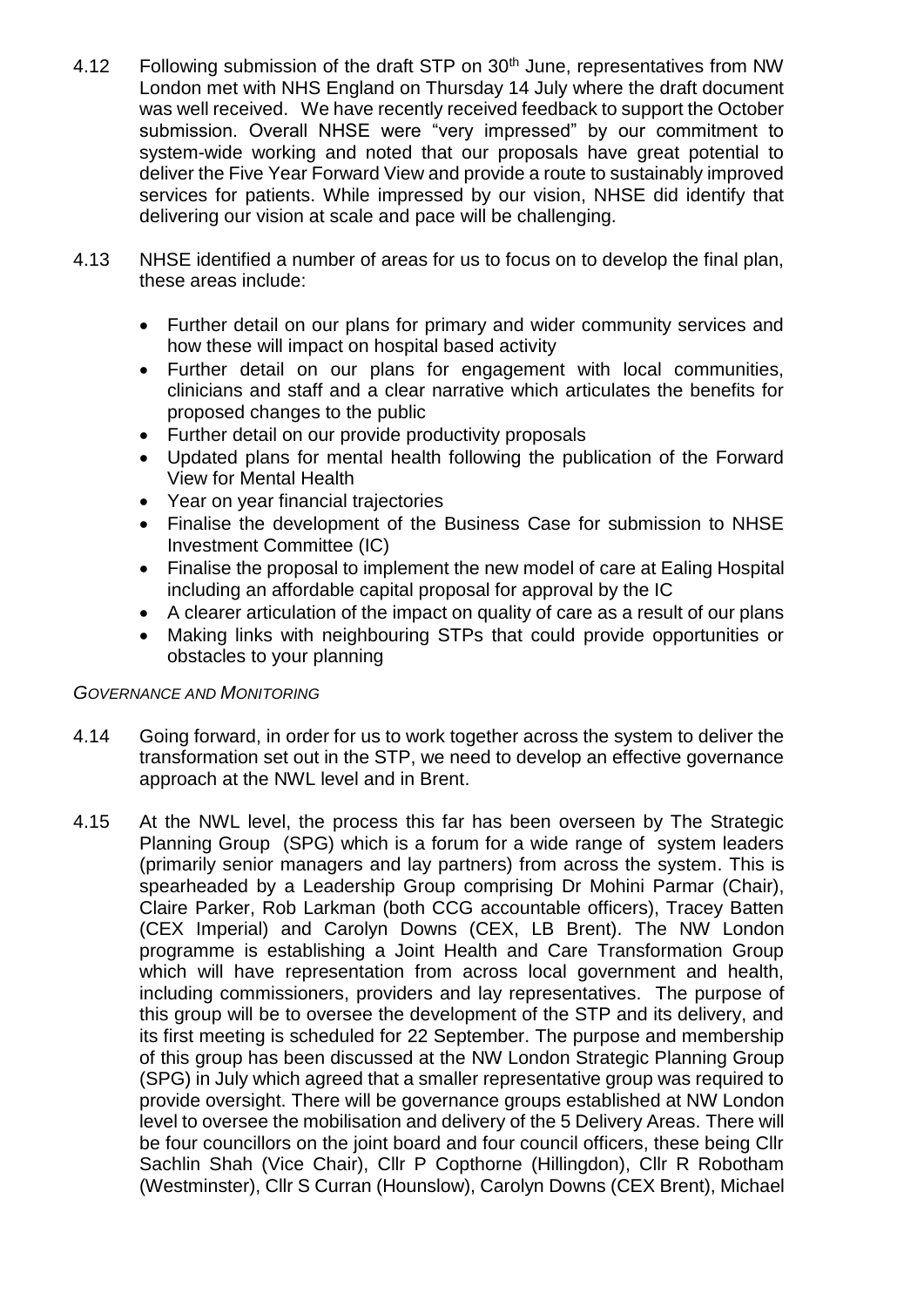4.12 Following submission of the draft STP on 30th June, representatives from NW London met with NHS England on Thursday 14 July where the draft document was well received. We have recently received feedback to support the October submission. Overall NHSE were "very impressed" by our commitment to system-wide working and noted that our proposals have great potential to deliver the Five Year Forward View and provide a route to sustainably improved services for patients. While impressed by our vision, NHSE did identify that delivering our vision at scale and pace will be challenging.

4.13 NHSE identified a number of areas for us to focus on to develop the final plan, these areas include:

- Further detail on our plans for primary and wider community services and how these will impact on hospital based activity
- Further detail on our plans for engagement with local communities, clinicians and staff and a clear narrative which articulates the benefits for proposed changes to the public
- Further detail on our provide productivity proposals
- Updated plans for mental health following the publication of the Forward View for Mental Health
- Year on year financial trajectories
- Finalise the development of the Business Case for submission to NHSE Investment Committee (IC)
- Finalise the proposal to implement the new model of care at Ealing Hospital including an affordable capital proposal for approval by the IC
- A clearer articulation of the impact on quality of care as a result of our plans
- Making links with neighbouring STPs that could provide opportunities or obstacles to your planning

*GOVERNANCE AND MONITORING*

4.14 Going forward, in order for us to work together across the system to deliver the transformation set out in the STP, we need to develop an effective governance approach at the NWL level and in Brent.

4.15 At the NWL level, the process this far has been overseen by The Strategic Planning Group (SPG) which is a forum for a wide range of system leaders (primarily senior managers and lay partners) from across the system. This is spearheaded by a Leadership Group comprising Dr Mohini Parmar (Chair), Claire Parker, Rob Larkman (both CCG accountable officers), Tracey Batten (CEX Imperial) and Carolyn Downs (CEX, LB Brent). The NW London programme is establishing a Joint Health and Care Transformation Group which will have representation from across local government and health, including commissioners, providers and lay representatives. The purpose of this group will be to oversee the development of the STP and its delivery, and its first meeting is scheduled for 22 September. The purpose and membership of this group has been discussed at the NW London Strategic Planning Group (SPG) in July which agreed that a smaller representative group was required to provide oversight. There will be governance groups established at NW London level to oversee the mobilisation and delivery of the 5 Delivery Areas. There will be four councillors on the joint board and four council officers, these being Cllr Sachlin Shah (Vice Chair), Cllr P Copthorne (Hillingdon), Cllr R Robotham (Westminster), Cllr S Curran (Hounslow), Carolyn Downs (CEX Brent), Michael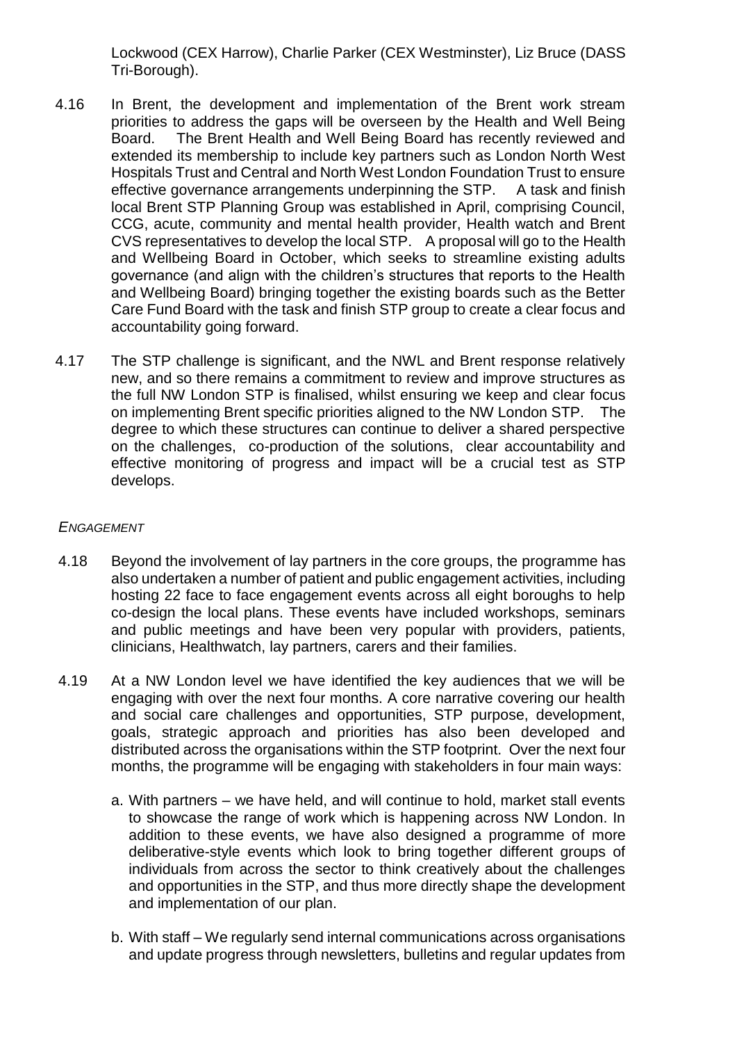Lockwood (CEX Harrow), Charlie Parker (CEX Westminster), Liz Bruce (DASS Tri-Borough).

4.16 In Brent, the development and implementation of the Brent work stream priorities to address the gaps will be overseen by the Health and Well Being Board. The Brent Health and Well Being Board has recently reviewed and extended its membership to include key partners such as London North West Hospitals Trust and Central and North West London Foundation Trust to ensure effective governance arrangements underpinning the STP. A task and finish local Brent STP Planning Group was established in April, comprising Council, CCG, acute, community and mental health provider, Health watch and Brent CVS representatives to develop the local STP. A proposal will go to the Health and Wellbeing Board in October, which seeks to streamline existing adults governance (and align with the children's structures that reports to the Health and Wellbeing Board) bringing together the existing boards such as the Better Care Fund Board with the task and finish STP group to create a clear focus and accountability going forward.

4.17 The STP challenge is significant, and the NWL and Brent response relatively new, and so there remains a commitment to review and improve structures as the full NW London STP is finalised, whilst ensuring we keep and clear focus on implementing Brent specific priorities aligned to the NW London STP. The degree to which these structures can continue to deliver a shared perspective on the challenges, co-production of the solutions, clear accountability and effective monitoring of progress and impact will be a crucial test as STP develops.

*ENGAGEMENT*

4.18 Beyond the involvement of lay partners in the core groups, the programme has also undertaken a number of patient and public engagement activities, including hosting 22 face to face engagement events across all eight boroughs to help co-design the local plans. These events have included workshops, seminars and public meetings and have been very popular with providers, patients, clinicians, Healthwatch, lay partners, carers and their families.

4.19 At a NW London level we have identified the key audiences that we will be engaging with over the next four months. A core narrative covering our health and social care challenges and opportunities, STP purpose, development, goals, strategic approach and priorities has also been developed and distributed across the organisations within the STP footprint. Over the next four months, the programme will be engaging with stakeholders in four main ways:

a. With partners – we have held, and will continue to hold, market stall events to showcase the range of work which is happening across NW London. In addition to these events, we have also designed a programme of more deliberative-style events which look to bring together different groups of individuals from across the sector to think creatively about the challenges and opportunities in the STP, and thus more directly shape the development and implementation of our plan.

b. With staff – We regularly send internal communications across organisations and update progress through newsletters, bulletins and regular updates from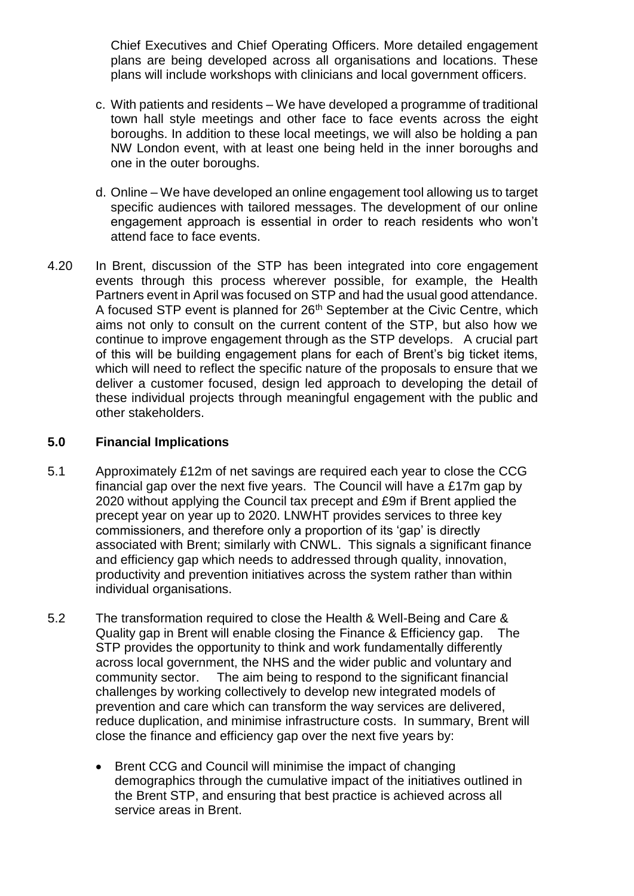Chief Executives and Chief Operating Officers. More detailed engagement plans are being developed across all organisations and locations. These plans will include workshops with clinicians and local government officers.

c. With patients and residents – We have developed a programme of traditional town hall style meetings and other face to face events across the eight boroughs. In addition to these local meetings, we will also be holding a pan NW London event, with at least one being held in the inner boroughs and one in the outer boroughs.

d. Online – We have developed an online engagement tool allowing us to target specific audiences with tailored messages. The development of our online engagement approach is essential in order to reach residents who won't attend face to face events.

4.20 In Brent, discussion of the STP has been integrated into core engagement events through this process wherever possible, for example, the Health Partners event in April was focused on STP and had the usual good attendance. A focused STP event is planned for 26th September at the Civic Centre, which aims not only to consult on the current content of the STP, but also how we continue to improve engagement through as the STP develops. A crucial part of this will be building engagement plans for each of Brent's big ticket items, which will need to reflect the specific nature of the proposals to ensure that we deliver a customer focused, design led approach to developing the detail of these individual projects through meaningful engagement with the public and other stakeholders.

## 5.0 Financial Implications

5.1 Approximately £12m of net savings are required each year to close the CCG financial gap over the next five years. The Council will have a £17m gap by 2020 without applying the Council tax precept and £9m if Brent applied the precept year on year up to 2020. LNWHT provides services to three key commissioners, and therefore only a proportion of its 'gap' is directly associated with Brent; similarly with CNWL. This signals a significant finance and efficiency gap which needs to addressed through quality, innovation, productivity and prevention initiatives across the system rather than within individual organisations.

5.2 The transformation required to close the Health & Well-Being and Care & Quality gap in Brent will enable closing the Finance & Efficiency gap. The STP provides the opportunity to think and work fundamentally differently across local government, the NHS and the wider public and voluntary and community sector. The aim being to respond to the significant financial challenges by working collectively to develop new integrated models of prevention and care which can transform the way services are delivered, reduce duplication, and minimise infrastructure costs. In summary, Brent will close the finance and efficiency gap over the next five years by:

- Brent CCG and Council will minimise the impact of changing demographics through the cumulative impact of the initiatives outlined in the Brent STP, and ensuring that best practice is achieved across all service areas in Brent.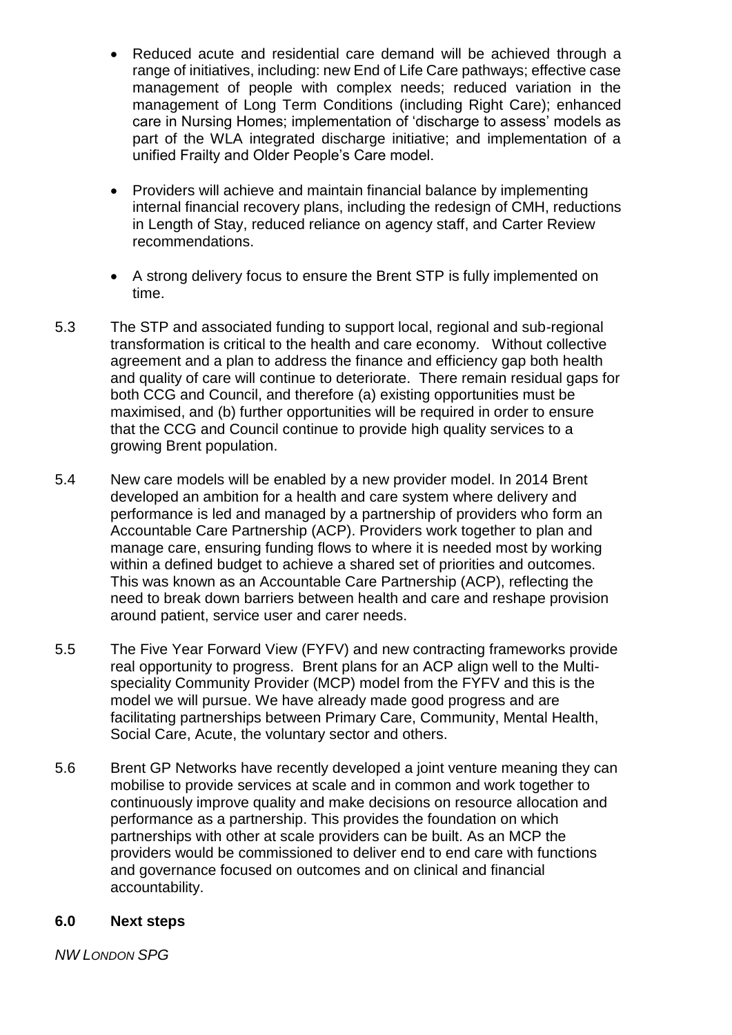- Reduced acute and residential care demand will be achieved through a range of initiatives, including: new End of Life Care pathways; effective case management of people with complex needs; reduced variation in the management of Long Term Conditions (including Right Care); enhanced care in Nursing Homes; implementation of 'discharge to assess' models as part of the WLA integrated discharge initiative; and implementation of a unified Frailty and Older People's Care model.

- Providers will achieve and maintain financial balance by implementing internal financial recovery plans, including the redesign of CMH, reductions in Length of Stay, reduced reliance on agency staff, and Carter Review recommendations.

- A strong delivery focus to ensure the Brent STP is fully implemented on time.

5.3 The STP and associated funding to support local, regional and sub-regional transformation is critical to the health and care economy. Without collective agreement and a plan to address the finance and efficiency gap both health and quality of care will continue to deteriorate. There remain residual gaps for both CCG and Council, and therefore (a) existing opportunities must be maximised, and (b) further opportunities will be required in order to ensure that the CCG and Council continue to provide high quality services to a growing Brent population.

5.4 New care models will be enabled by a new provider model. In 2014 Brent developed an ambition for a health and care system where delivery and performance is led and managed by a partnership of providers who form an Accountable Care Partnership (ACP). Providers work together to plan and manage care, ensuring funding flows to where it is needed most by working within a defined budget to achieve a shared set of priorities and outcomes. This was known as an Accountable Care Partnership (ACP), reflecting the need to break down barriers between health and care and reshape provision around patient, service user and carer needs.

5.5 The Five Year Forward View (FYFV) and new contracting frameworks provide real opportunity to progress. Brent plans for an ACP align well to the Multi-speciality Community Provider (MCP) model from the FYFV and this is the model we will pursue. We have already made good progress and are facilitating partnerships between Primary Care, Community, Mental Health, Social Care, Acute, the voluntary sector and others.

5.6 Brent GP Networks have recently developed a joint venture meaning they can mobilise to provide services at scale and in common and work together to continuously improve quality and make decisions on resource allocation and performance as a partnership. This provides the foundation on which partnerships with other at scale providers can be built. As an MCP the providers would be commissioned to deliver end to end care with functions and governance focused on outcomes and on clinical and financial accountability.

## 6.0 Next steps

*NW LONDON SPG*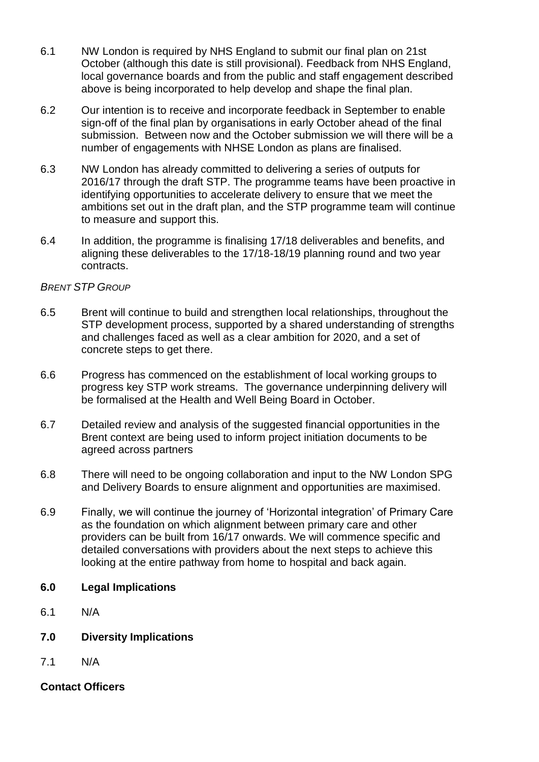6.1 NW London is required by NHS England to submit our final plan on 21st October (although this date is still provisional). Feedback from NHS England, local governance boards and from the public and staff engagement described above is being incorporated to help develop and shape the final plan.

6.2 Our intention is to receive and incorporate feedback in September to enable sign-off of the final plan by organisations in early October ahead of the final submission. Between now and the October submission we will there will be a number of engagements with NHSE London as plans are finalised.

6.3 NW London has already committed to delivering a series of outputs for 2016/17 through the draft STP. The programme teams have been proactive in identifying opportunities to accelerate delivery to ensure that we meet the ambitions set out in the draft plan, and the STP programme team will continue to measure and support this.

6.4 In addition, the programme is finalising 17/18 deliverables and benefits, and aligning these deliverables to the 17/18-18/19 planning round and two year contracts.

*BRENT STP GROUP*

6.5 Brent will continue to build and strengthen local relationships, throughout the STP development process, supported by a shared understanding of strengths and challenges faced as well as a clear ambition for 2020, and a set of concrete steps to get there.

6.6 Progress has commenced on the establishment of local working groups to progress key STP work streams. The governance underpinning delivery will be formalised at the Health and Well Being Board in October.

6.7 Detailed review and analysis of the suggested financial opportunities in the Brent context are being used to inform project initiation documents to be agreed across partners

6.8 There will need to be ongoing collaboration and input to the NW London SPG and Delivery Boards to ensure alignment and opportunities are maximised.

6.9 Finally, we will continue the journey of 'Horizontal integration' of Primary Care as the foundation on which alignment between primary care and other providers can be built from 16/17 onwards. We will commence specific and detailed conversations with providers about the next steps to achieve this looking at the entire pathway from home to hospital and back again.

**6.0 Legal Implications**

6.1 N/A

**7.0 Diversity Implications**

7.1 N/A

**Contact Officers**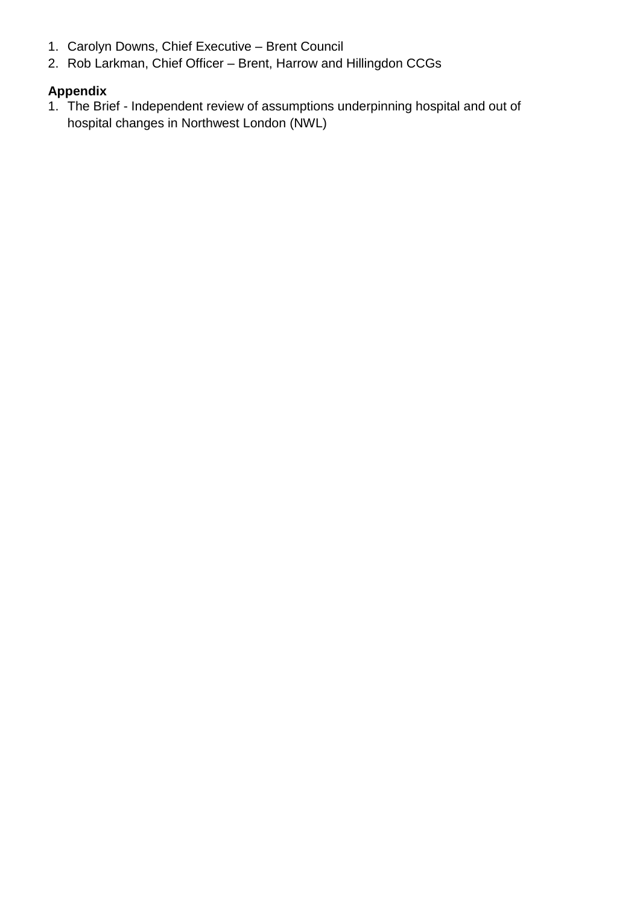1. Carolyn Downs, Chief Executive – Brent Council
2. Rob Larkman, Chief Officer – Brent, Harrow and Hillingdon CCGs

**Appendix**

1. The Brief - Independent review of assumptions underpinning hospital and out of hospital changes in Northwest London (NWL)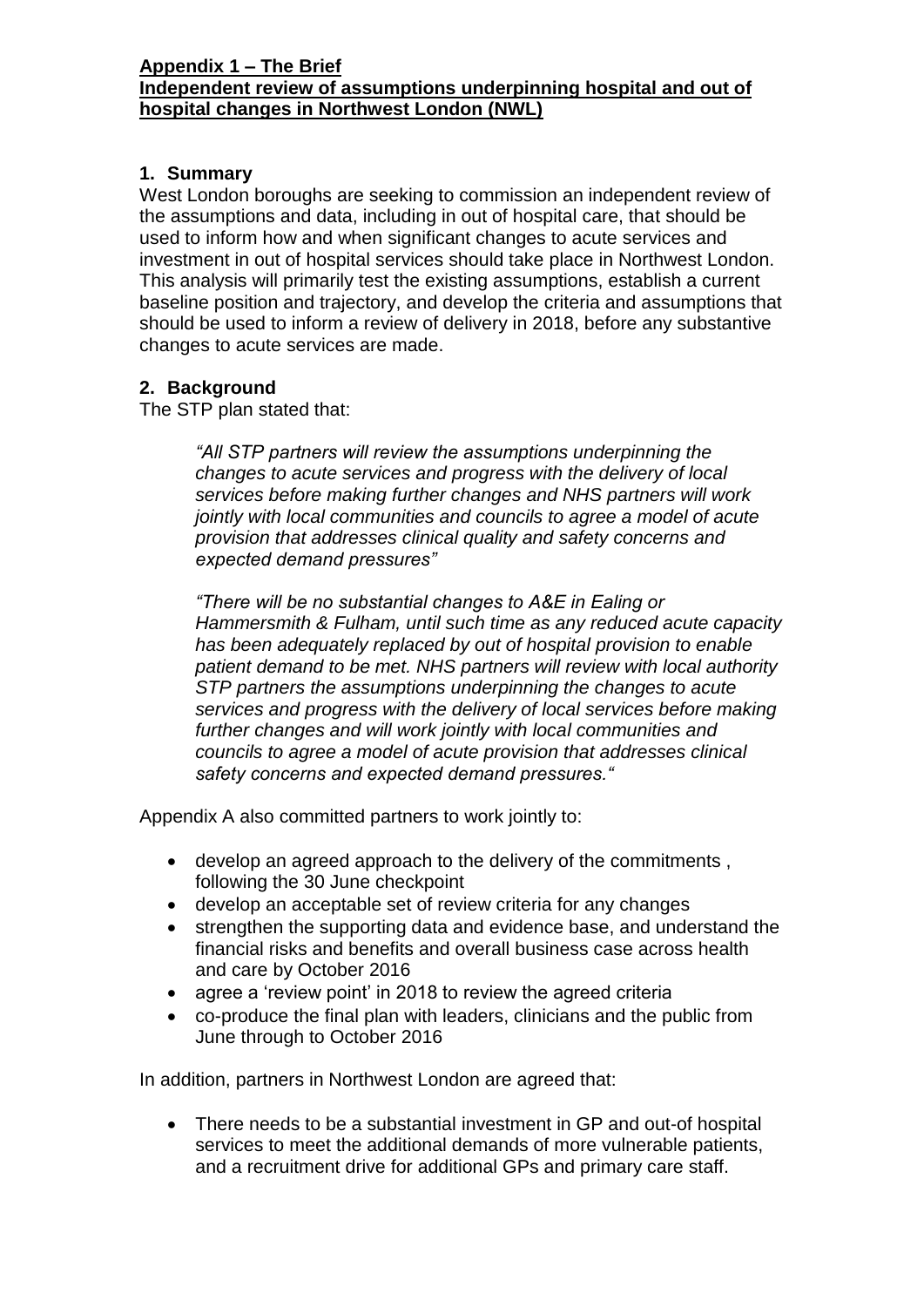**Appendix 1 – The Brief**
**Independent review of assumptions underpinning hospital and out of hospital changes in Northwest London (NWL)**

## 1. Summary

West London boroughs are seeking to commission an independent review of the assumptions and data, including in out of hospital care, that should be used to inform how and when significant changes to acute services and investment in out of hospital services should take place in Northwest London. This analysis will primarily test the existing assumptions, establish a current baseline position and trajectory, and develop the criteria and assumptions that should be used to inform a review of delivery in 2018, before any substantive changes to acute services are made.

## 2. Background

The STP plan stated that:

> *"All STP partners will review the assumptions underpinning the changes to acute services and progress with the delivery of local services before making further changes and NHS partners will work jointly with local communities and councils to agree a model of acute provision that addresses clinical quality and safety concerns and expected demand pressures"*
>
> *"There will be no substantial changes to A&E in Ealing or Hammersmith & Fulham, until such time as any reduced acute capacity has been adequately replaced by out of hospital provision to enable patient demand to be met. NHS partners will review with local authority STP partners the assumptions underpinning the changes to acute services and progress with the delivery of local services before making further changes and will work jointly with local communities and councils to agree a model of acute provision that addresses clinical safety concerns and expected demand pressures."*

Appendix A also committed partners to work jointly to:

- develop an agreed approach to the delivery of the commitments , following the 30 June checkpoint
- develop an acceptable set of review criteria for any changes
- strengthen the supporting data and evidence base, and understand the financial risks and benefits and overall business case across health and care by October 2016
- agree a 'review point' in 2018 to review the agreed criteria
- co-produce the final plan with leaders, clinicians and the public from June through to October 2016

In addition, partners in Northwest London are agreed that:

- There needs to be a substantial investment in GP and out-of hospital services to meet the additional demands of more vulnerable patients, and a recruitment drive for additional GPs and primary care staff.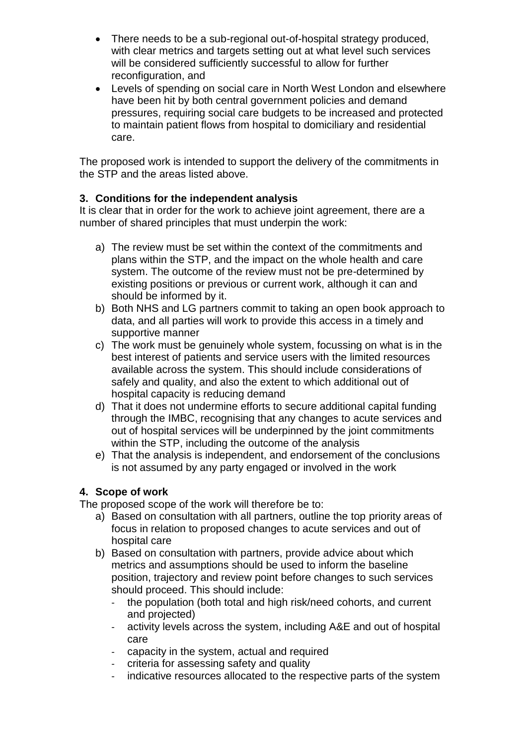- There needs to be a sub-regional out-of-hospital strategy produced, with clear metrics and targets setting out at what level such services will be considered sufficiently successful to allow for further reconfiguration, and
- Levels of spending on social care in North West London and elsewhere have been hit by both central government policies and demand pressures, requiring social care budgets to be increased and protected to maintain patient flows from hospital to domiciliary and residential care.

The proposed work is intended to support the delivery of the commitments in the STP and the areas listed above.

**3. Conditions for the independent analysis**

It is clear that in order for the work to achieve joint agreement, there are a number of shared principles that must underpin the work:

a) The review must be set within the context of the commitments and plans within the STP, and the impact on the whole health and care system. The outcome of the review must not be pre-determined by existing positions or previous or current work, although it can and should be informed by it.
b) Both NHS and LG partners commit to taking an open book approach to data, and all parties will work to provide this access in a timely and supportive manner
c) The work must be genuinely whole system, focussing on what is in the best interest of patients and service users with the limited resources available across the system. This should include considerations of safely and quality, and also the extent to which additional out of hospital capacity is reducing demand
d) That it does not undermine efforts to secure additional capital funding through the IMBC, recognising that any changes to acute services and out of hospital services will be underpinned by the joint commitments within the STP, including the outcome of the analysis
e) That the analysis is independent, and endorsement of the conclusions is not assumed by any party engaged or involved in the work

**4. Scope of work**

The proposed scope of the work will therefore be to:

a) Based on consultation with all partners, outline the top priority areas of focus in relation to proposed changes to acute services and out of hospital care
b) Based on consultation with partners, provide advice about which metrics and assumptions should be used to inform the baseline position, trajectory and review point before changes to such services should proceed. This should include:
   - the population (both total and high risk/need cohorts, and current and projected)
   - activity levels across the system, including A&E and out of hospital care
   - capacity in the system, actual and required
   - criteria for assessing safety and quality
   - indicative resources allocated to the respective parts of the system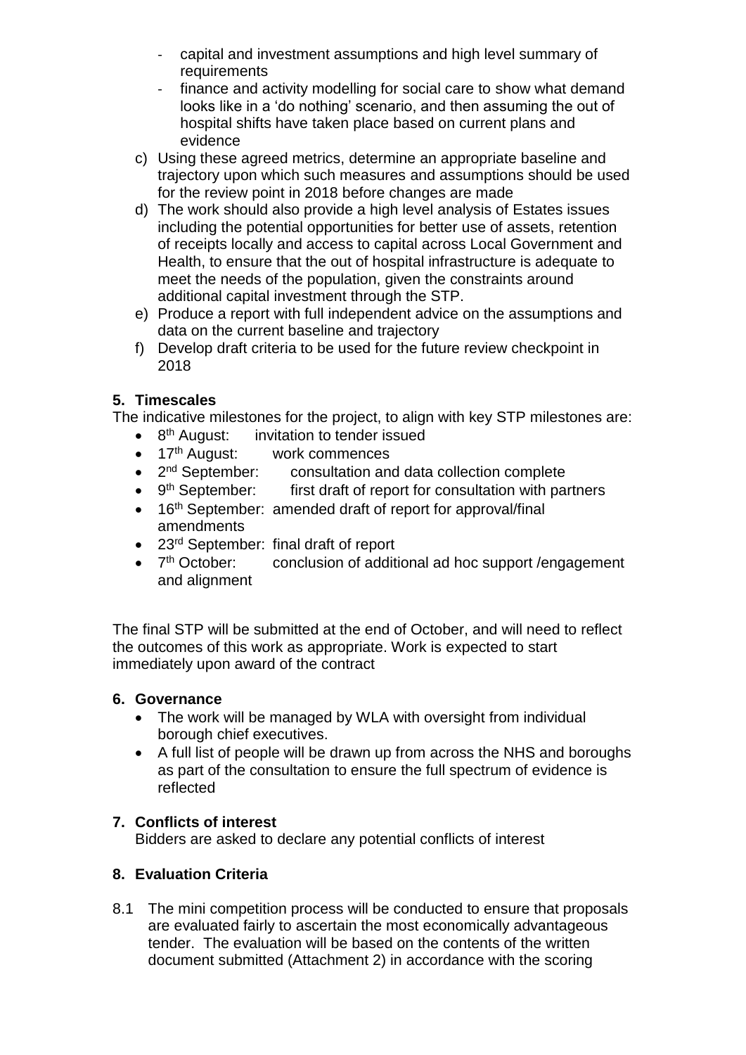- capital and investment assumptions and high level summary of requirements
  - finance and activity modelling for social care to show what demand looks like in a 'do nothing' scenario, and then assuming the out of hospital shifts have taken place based on current plans and evidence

c) Using these agreed metrics, determine an appropriate baseline and trajectory upon which such measures and assumptions should be used for the review point in 2018 before changes are made

d) The work should also provide a high level analysis of Estates issues including the potential opportunities for better use of assets, retention of receipts locally and access to capital across Local Government and Health, to ensure that the out of hospital infrastructure is adequate to meet the needs of the population, given the constraints around additional capital investment through the STP.

e) Produce a report with full independent advice on the assumptions and data on the current baseline and trajectory

f) Develop draft criteria to be used for the future review checkpoint in 2018

## 5. Timescales

The indicative milestones for the project, to align with key STP milestones are:

- 8th August: invitation to tender issued
- 17th August: work commences
- 2nd September: consultation and data collection complete
- 9th September: first draft of report for consultation with partners
- 16th September: amended draft of report for approval/final amendments
- 23rd September: final draft of report
- 7th October: conclusion of additional ad hoc support /engagement and alignment

The final STP will be submitted at the end of October, and will need to reflect the outcomes of this work as appropriate. Work is expected to start immediately upon award of the contract

## 6. Governance

- The work will be managed by WLA with oversight from individual borough chief executives.
- A full list of people will be drawn up from across the NHS and boroughs as part of the consultation to ensure the full spectrum of evidence is reflected

## 7. Conflicts of interest

Bidders are asked to declare any potential conflicts of interest

## 8. Evaluation Criteria

8.1 The mini competition process will be conducted to ensure that proposals are evaluated fairly to ascertain the most economically advantageous tender. The evaluation will be based on the contents of the written document submitted (Attachment 2) in accordance with the scoring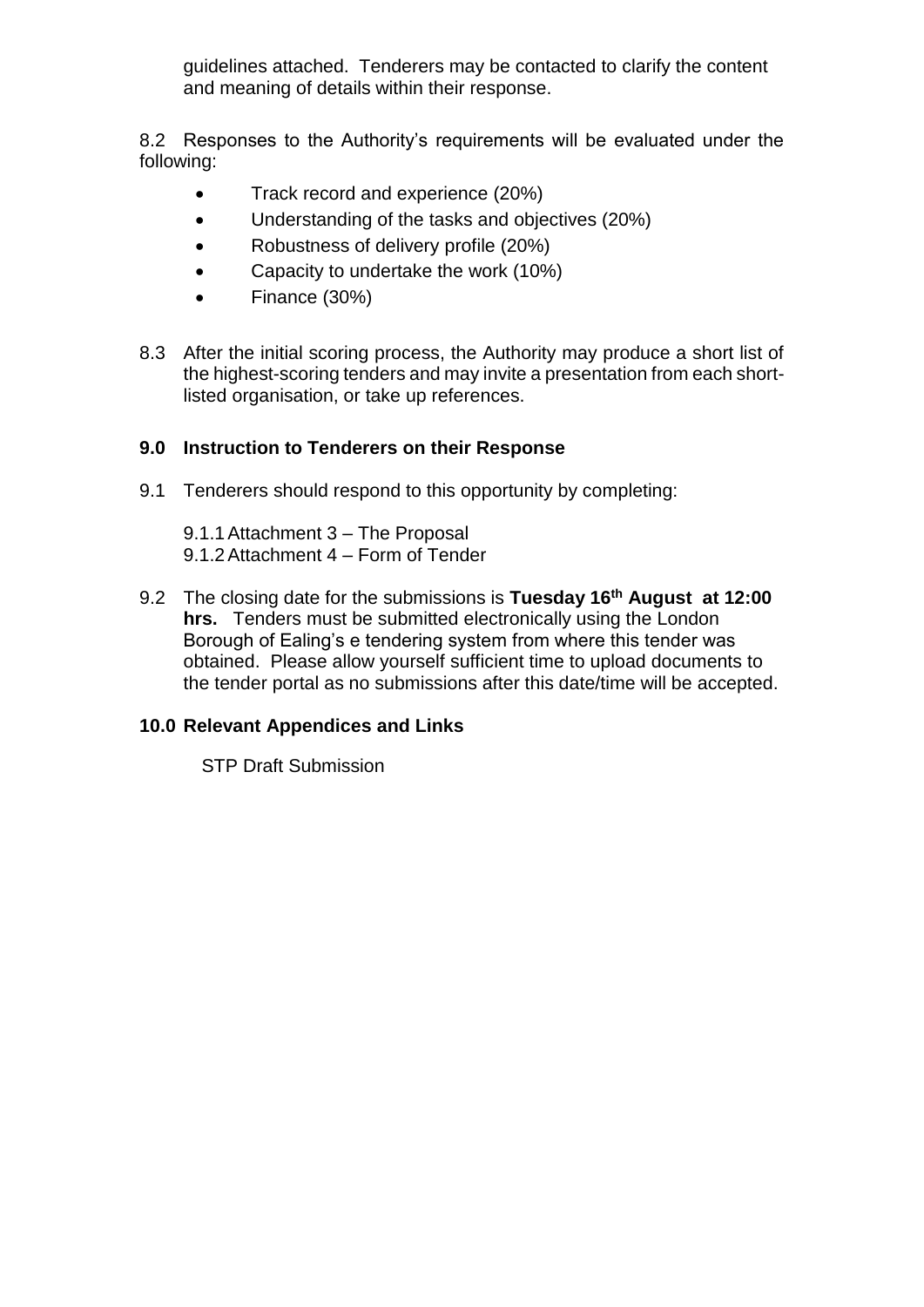guidelines attached. Tenderers may be contacted to clarify the content and meaning of details within their response.

8.2 Responses to the Authority's requirements will be evaluated under the following:

- Track record and experience (20%)
- Understanding of the tasks and objectives (20%)
- Robustness of delivery profile (20%)
- Capacity to undertake the work (10%)
- Finance (30%)

8.3 After the initial scoring process, the Authority may produce a short list of the highest-scoring tenders and may invite a presentation from each short-listed organisation, or take up references.

## 9.0 Instruction to Tenderers on their Response

9.1 Tenderers should respond to this opportunity by completing:

9.1.1 Attachment 3 – The Proposal
9.1.2 Attachment 4 – Form of Tender

9.2 The closing date for the submissions is **Tuesday 16th August at 12:00 hrs.** Tenders must be submitted electronically using the London Borough of Ealing's e tendering system from where this tender was obtained. Please allow yourself sufficient time to upload documents to the tender portal as no submissions after this date/time will be accepted.

## 10.0 Relevant Appendices and Links

STP Draft Submission